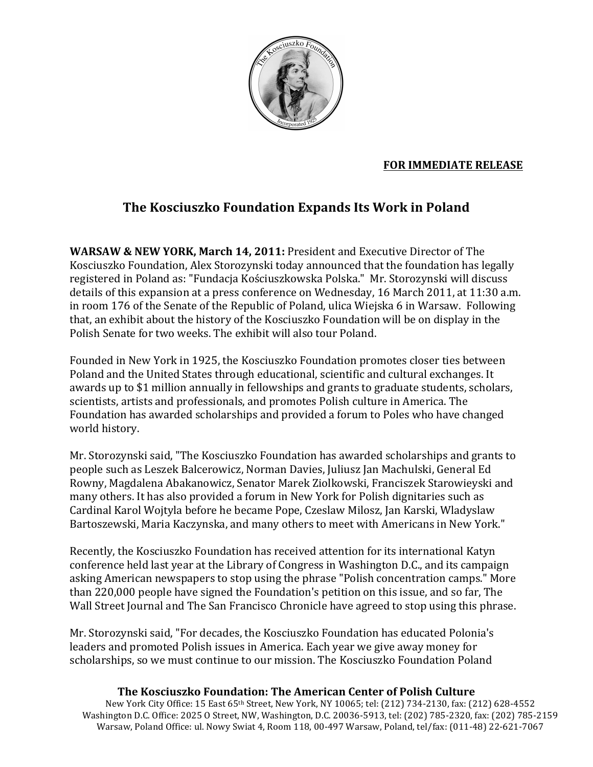**FOR IMMEDIATE RELEASE**

# The Kosciuszko Foundation Expands Its Work in Poland

**WARSAW & NEW YORK, March 14, 2011:** President and Executive Director of The Kosciuszko Foundation, Alex Storozynski today announced that the foundation has legally registered in Poland as: "Fundacja Kościuszkowska Polska." Mr. Storozynski will discuss details of this expansion at a press conference on Wednesday, 16 March 2011, at 11:30 a.m. in room 176 of the Senate of the Republic of Poland, ulica Wiejska 6 in Warsaw. Following that, an exhibit about the history of the Kosciuszko Foundation will be on display in the Polish Senate for two weeks. The exhibit will also tour Poland.

Founded in New York in 1925, the Kosciuszko Foundation promotes closer ties between Poland and the United States through educational, scientific and cultural exchanges. It awards up to $1 million annually in fellowships and grants to graduate students, scholars, scientists, artists and professionals, and promotes Polish culture in America. The Foundation has awarded scholarships and provided a forum to Poles who have changed world history.

Mr. Storozynski said, "The Kosciuszko Foundation has awarded scholarships and grants to people such as Leszek Balcerowicz, Norman Davies, Juliusz Jan Machulski, General Ed Rowny, Magdalena Abakanowicz, Senator Marek Ziolkowski, Franciszek Starowieyski and many others. It has also provided a forum in New York for Polish dignitaries such as Cardinal Karol Wojtyla before he became Pope, Czeslaw Milosz, Jan Karski, Wladyslaw Bartoszewski, Maria Kaczynska, and many others to meet with Americans in New York."

Recently, the Kosciuszko Foundation has received attention for its international Katyn conference held last year at the Library of Congress in Washington D.C., and its campaign asking American newspapers to stop using the phrase "Polish concentration camps." More than 220,000 people have signed the Foundation's petition on this issue, and so far, The Wall Street Journal and The San Francisco Chronicle have agreed to stop using this phrase.

Mr. Storozynski said, "For decades, the Kosciuszko Foundation has educated Polonia's leaders and promoted Polish issues in America. Each year we give away money for scholarships, so we must continue to our mission. The Kosciuszko Foundation Poland

**The Kosciuszko Foundation: The American Center of Polish Culture**
New York City Office: 15 East 65th Street, New York, NY 10065; tel: (212) 734-2130, fax: (212) 628-4552
Washington D.C. Office: 2025 O Street, NW, Washington, D.C. 20036-5913, tel: (202) 785-2320, fax: (202) 785-2159
Warsaw, Poland Office: ul. Nowy Swiat 4, Room 118, 00-497 Warsaw, Poland, tel/fax: (011-48) 22-621-7067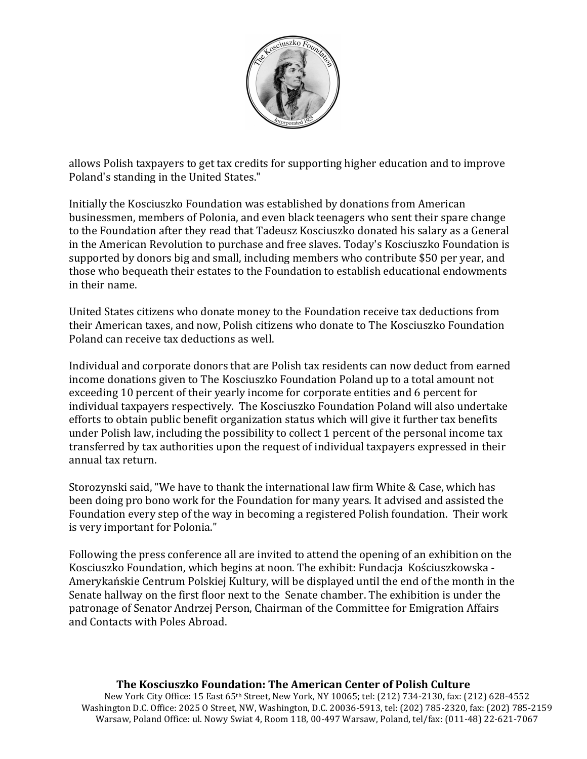allows Polish taxpayers to get tax credits for supporting higher education and to improve Poland's standing in the United States."

Initially the Kosciuszko Foundation was established by donations from American businessmen, members of Polonia, and even black teenagers who sent their spare change to the Foundation after they read that Tadeusz Kosciuszko donated his salary as a General in the American Revolution to purchase and free slaves. Today's Kosciuszko Foundation is supported by donors big and small, including members who contribute $50 per year, and those who bequeath their estates to the Foundation to establish educational endowments in their name.

United States citizens who donate money to the Foundation receive tax deductions from their American taxes, and now, Polish citizens who donate to The Kosciuszko Foundation Poland can receive tax deductions as well.

Individual and corporate donors that are Polish tax residents can now deduct from earned income donations given to The Kosciuszko Foundation Poland up to a total amount not exceeding 10 percent of their yearly income for corporate entities and 6 percent for individual taxpayers respectively. The Kosciuszko Foundation Poland will also undertake efforts to obtain public benefit organization status which will give it further tax benefits under Polish law, including the possibility to collect 1 percent of the personal income tax transferred by tax authorities upon the request of individual taxpayers expressed in their annual tax return.

Storozynski said, "We have to thank the international law firm White & Case, which has been doing pro bono work for the Foundation for many years. It advised and assisted the Foundation every step of the way in becoming a registered Polish foundation. Their work is very important for Polonia."

Following the press conference all are invited to attend the opening of an exhibition on the Kosciuszko Foundation, which begins at noon. The exhibit: Fundacja Kościuszkowska - Amerykańskie Centrum Polskiej Kultury, will be displayed until the end of the month in the Senate hallway on the first floor next to the Senate chamber. The exhibition is under the patronage of Senator Andrzej Person, Chairman of the Committee for Emigration Affairs and Contacts with Poles Abroad.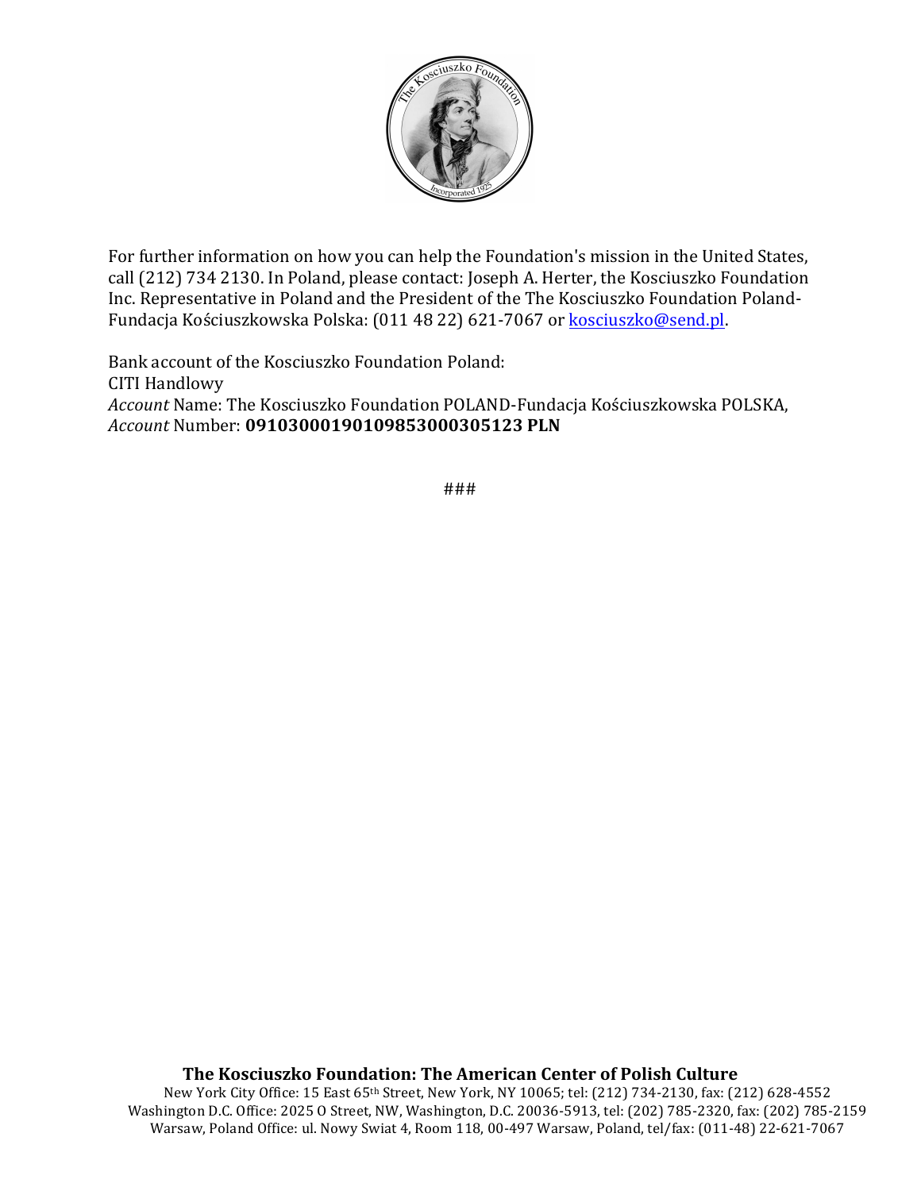For further information on how you can help the Foundation's mission in the United States, call (212) 734 2130. In Poland, please contact: Joseph A. Herter, the Kosciuszko Foundation Inc. Representative in Poland and the President of the The Kosciuszko Foundation Poland-Fundacja Kościuszkowska Polska: (011 48 22) 621-7067 or [kosciuszko@send.pl](mailto:kosciuszko@send.pl).

Bank account of the Kosciuszko Foundation Poland:
CITI Handlowy
*Account* Name: The Kosciuszko Foundation POLAND-Fundacja Kościuszkowska POLSKA,
*Account* Number: **09103000190109853000305123 PLN**

###

**The Kosciuszko Foundation: The American Center of Polish Culture**
New York City Office: 15 East 65th Street, New York, NY 10065; tel: (212) 734-2130, fax: (212) 628-4552
Washington D.C. Office: 2025 O Street, NW, Washington, D.C. 20036-5913, tel: (202) 785-2320, fax: (202) 785-2159
Warsaw, Poland Office: ul. Nowy Swiat 4, Room 118, 00-497 Warsaw, Poland, tel/fax: (011-48) 22-621-7067